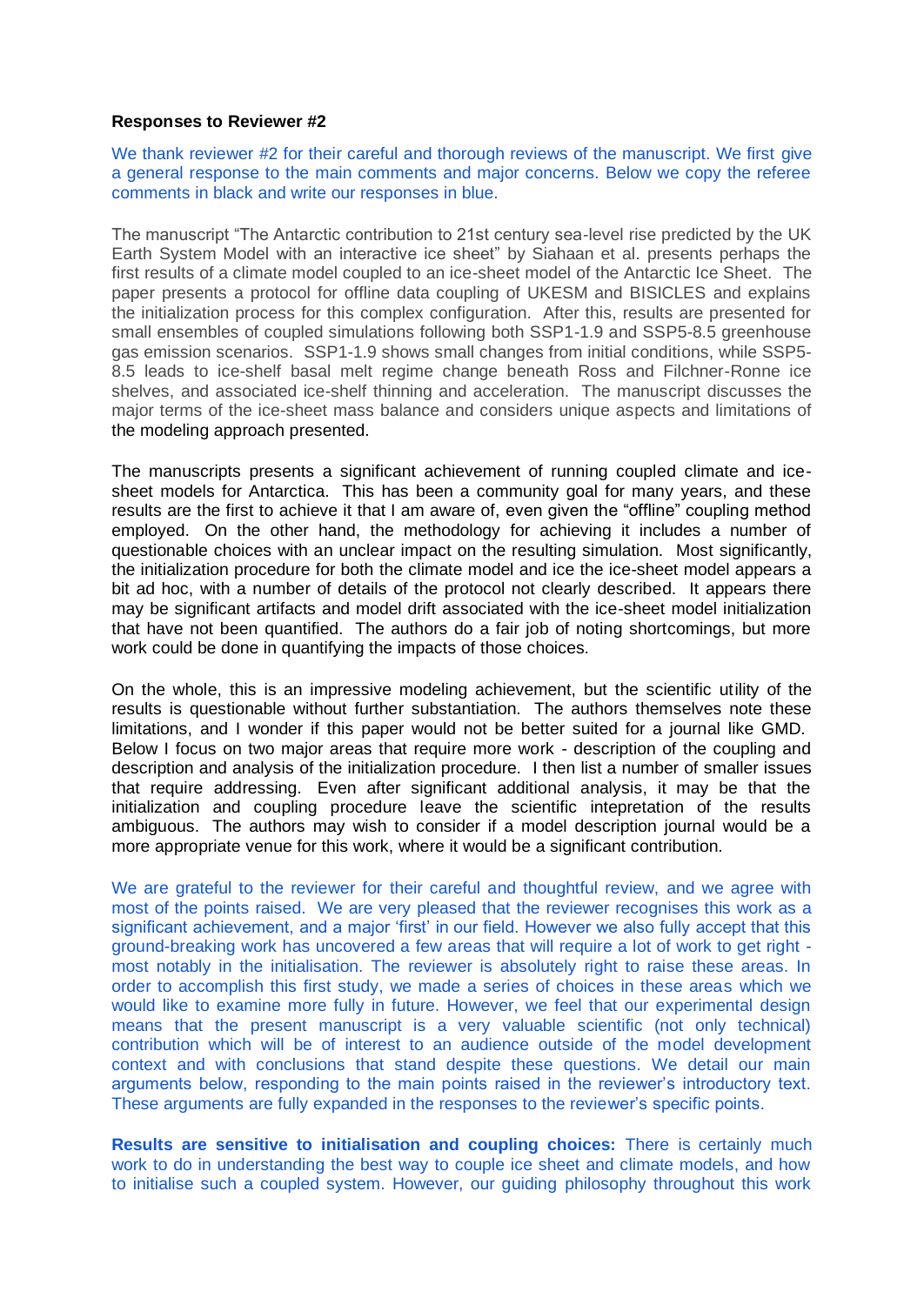**Responses to Reviewer #2**

We thank reviewer #2 for their careful and thorough reviews of the manuscript. We first give a general response to the main comments and major concerns. Below we copy the referee comments in black and write our responses in blue.

The manuscript "The Antarctic contribution to 21st century sea-level rise predicted by the UK Earth System Model with an interactive ice sheet" by Siahaan et al. presents perhaps the first results of a climate model coupled to an ice-sheet model of the Antarctic Ice Sheet. The paper presents a protocol for offline data coupling of UKESM and BISICLES and explains the initialization process for this complex configuration. After this, results are presented for small ensembles of coupled simulations following both SSP1-1.9 and SSP5-8.5 greenhouse gas emission scenarios. SSP1-1.9 shows small changes from initial conditions, while SSP5-8.5 leads to ice-shelf basal melt regime change beneath Ross and Filchner-Ronne ice shelves, and associated ice-shelf thinning and acceleration. The manuscript discusses the major terms of the ice-sheet mass balance and considers unique aspects and limitations of the modeling approach presented.

The manuscripts presents a significant achievement of running coupled climate and ice-sheet models for Antarctica. This has been a community goal for many years, and these results are the first to achieve it that I am aware of, even given the "offline" coupling method employed. On the other hand, the methodology for achieving it includes a number of questionable choices with an unclear impact on the resulting simulation. Most significantly, the initialization procedure for both the climate model and ice the ice-sheet model appears a bit ad hoc, with a number of details of the protocol not clearly described. It appears there may be significant artifacts and model drift associated with the ice-sheet model initialization that have not been quantified. The authors do a fair job of noting shortcomings, but more work could be done in quantifying the impacts of those choices.

On the whole, this is an impressive modeling achievement, but the scientific utility of the results is questionable without further substantiation. The authors themselves note these limitations, and I wonder if this paper would not be better suited for a journal like GMD. Below I focus on two major areas that require more work - description of the coupling and description and analysis of the initialization procedure. I then list a number of smaller issues that require addressing. Even after significant additional analysis, it may be that the initialization and coupling procedure leave the scientific intepretation of the results ambiguous. The authors may wish to consider if a model description journal would be a more appropriate venue for this work, where it would be a significant contribution.

We are grateful to the reviewer for their careful and thoughtful review, and we agree with most of the points raised. We are very pleased that the reviewer recognises this work as a significant achievement, and a major 'first' in our field. However we also fully accept that this ground-breaking work has uncovered a few areas that will require a lot of work to get right - most notably in the initialisation. The reviewer is absolutely right to raise these areas. In order to accomplish this first study, we made a series of choices in these areas which we would like to examine more fully in future. However, we feel that our experimental design means that the present manuscript is a very valuable scientific (not only technical) contribution which will be of interest to an audience outside of the model development context and with conclusions that stand despite these questions. We detail our main arguments below, responding to the main points raised in the reviewer's introductory text. These arguments are fully expanded in the responses to the reviewer's specific points.

**Results are sensitive to initialisation and coupling choices:** There is certainly much work to do in understanding the best way to couple ice sheet and climate models, and how to initialise such a coupled system. However, our guiding philosophy throughout this work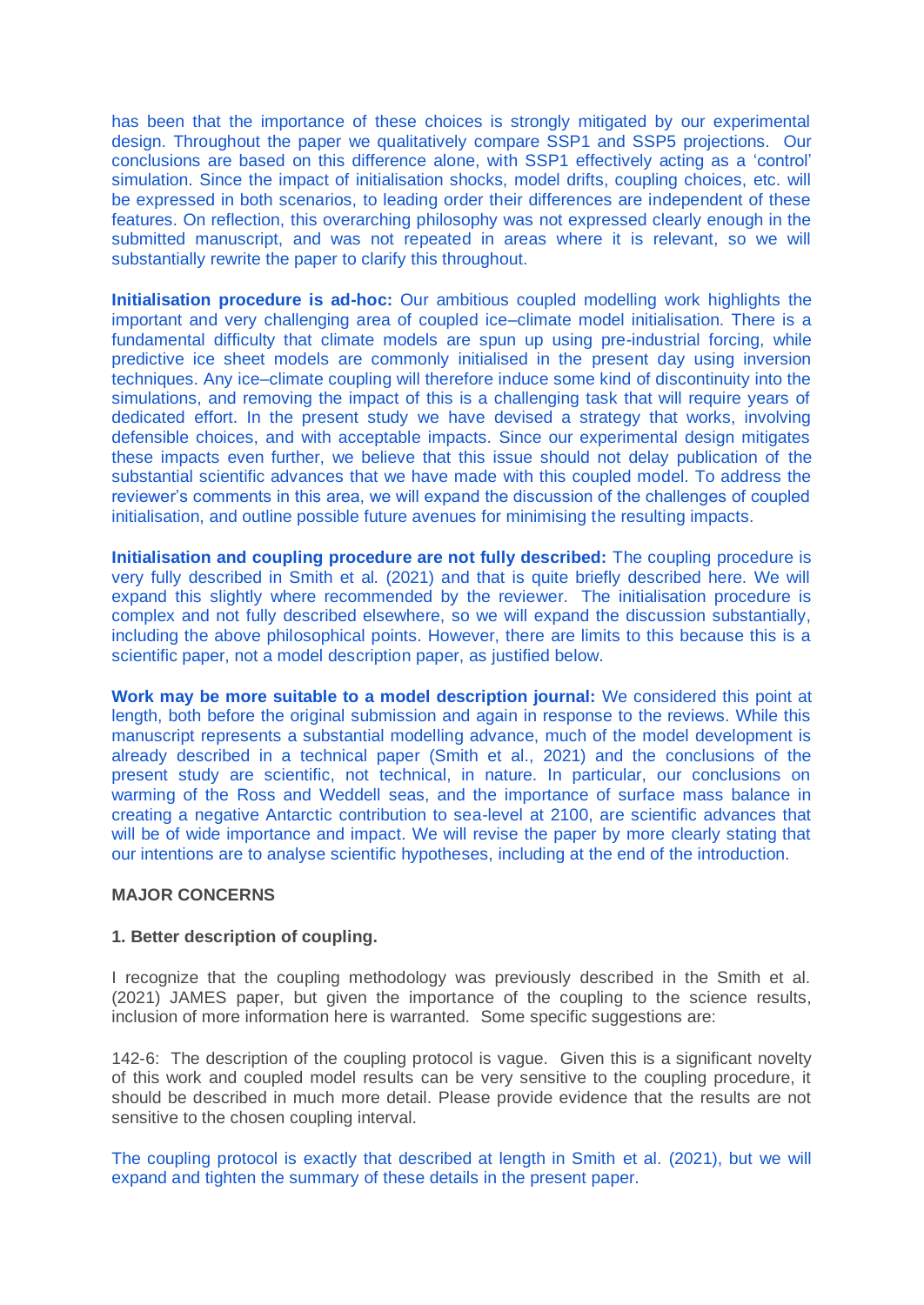has been that the importance of these choices is strongly mitigated by our experimental design. Throughout the paper we qualitatively compare SSP1 and SSP5 projections. Our conclusions are based on this difference alone, with SSP1 effectively acting as a 'control' simulation. Since the impact of initialisation shocks, model drifts, coupling choices, etc. will be expressed in both scenarios, to leading order their differences are independent of these features. On reflection, this overarching philosophy was not expressed clearly enough in the submitted manuscript, and was not repeated in areas where it is relevant, so we will substantially rewrite the paper to clarify this throughout.

**Initialisation procedure is ad-hoc:** Our ambitious coupled modelling work highlights the important and very challenging area of coupled ice–climate model initialisation. There is a fundamental difficulty that climate models are spun up using pre-industrial forcing, while predictive ice sheet models are commonly initialised in the present day using inversion techniques. Any ice–climate coupling will therefore induce some kind of discontinuity into the simulations, and removing the impact of this is a challenging task that will require years of dedicated effort. In the present study we have devised a strategy that works, involving defensible choices, and with acceptable impacts. Since our experimental design mitigates these impacts even further, we believe that this issue should not delay publication of the substantial scientific advances that we have made with this coupled model. To address the reviewer's comments in this area, we will expand the discussion of the challenges of coupled initialisation, and outline possible future avenues for minimising the resulting impacts.

**Initialisation and coupling procedure are not fully described:** The coupling procedure is very fully described in Smith et al. (2021) and that is quite briefly described here. We will expand this slightly where recommended by the reviewer. The initialisation procedure is complex and not fully described elsewhere, so we will expand the discussion substantially, including the above philosophical points. However, there are limits to this because this is a scientific paper, not a model description paper, as justified below.

**Work may be more suitable to a model description journal:** We considered this point at length, both before the original submission and again in response to the reviews. While this manuscript represents a substantial modelling advance, much of the model development is already described in a technical paper (Smith et al., 2021) and the conclusions of the present study are scientific, not technical, in nature. In particular, our conclusions on warming of the Ross and Weddell seas, and the importance of surface mass balance in creating a negative Antarctic contribution to sea-level at 2100, are scientific advances that will be of wide importance and impact. We will revise the paper by more clearly stating that our intentions are to analyse scientific hypotheses, including at the end of the introduction.

**MAJOR CONCERNS**

**1. Better description of coupling.**

I recognize that the coupling methodology was previously described in the Smith et al. (2021) JAMES paper, but given the importance of the coupling to the science results, inclusion of more information here is warranted. Some specific suggestions are:

142-6: The description of the coupling protocol is vague. Given this is a significant novelty of this work and coupled model results can be very sensitive to the coupling procedure, it should be described in much more detail. Please provide evidence that the results are not sensitive to the chosen coupling interval.

The coupling protocol is exactly that described at length in Smith et al. (2021), but we will expand and tighten the summary of these details in the present paper.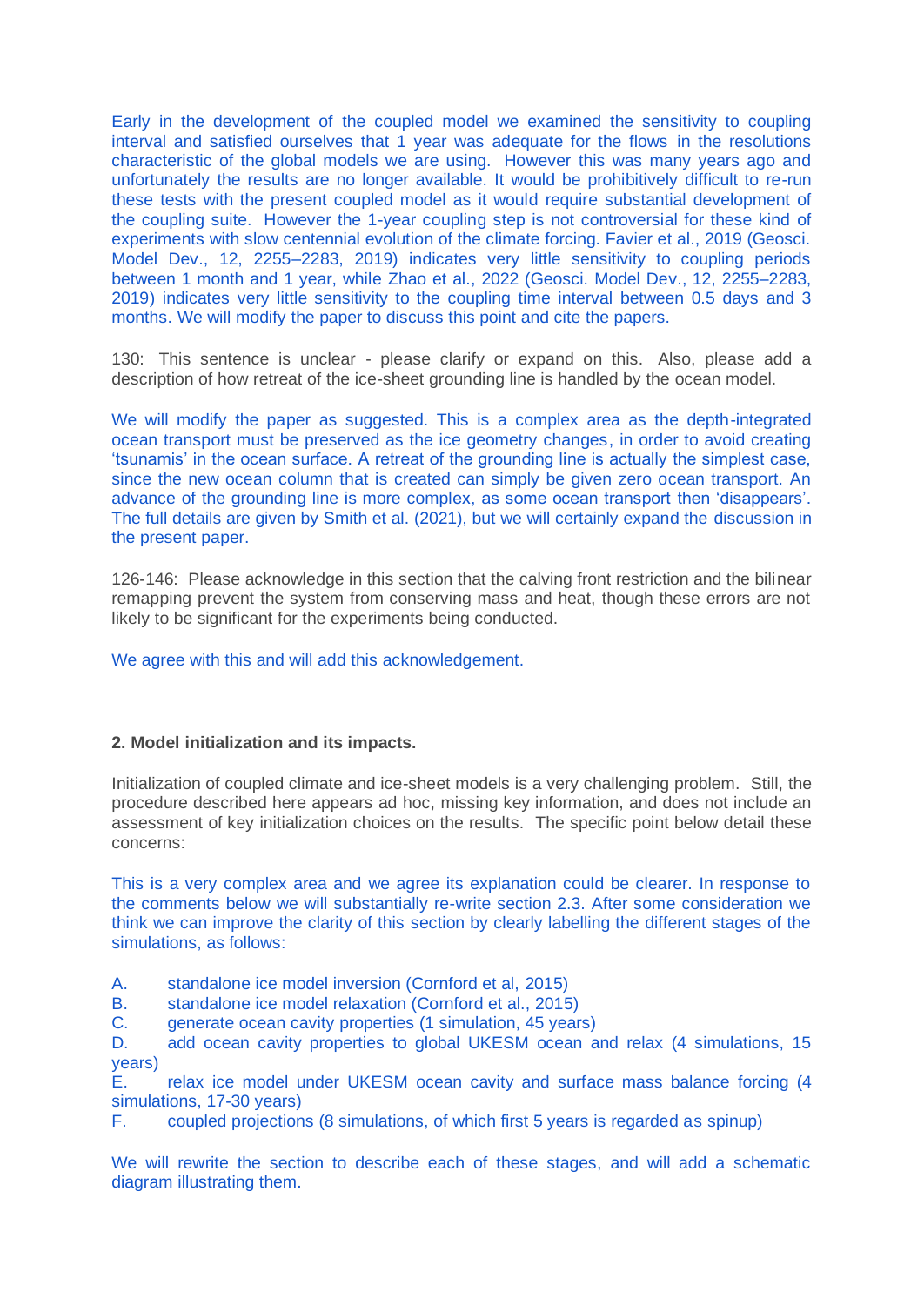Early in the development of the coupled model we examined the sensitivity to coupling interval and satisfied ourselves that 1 year was adequate for the flows in the resolutions characteristic of the global models we are using. However this was many years ago and unfortunately the results are no longer available. It would be prohibitively difficult to re-run these tests with the present coupled model as it would require substantial development of the coupling suite. However the 1-year coupling step is not controversial for these kind of experiments with slow centennial evolution of the climate forcing. Favier et al., 2019 (Geosci. Model Dev., 12, 2255–2283, 2019) indicates very little sensitivity to coupling periods between 1 month and 1 year, while Zhao et al., 2022 (Geosci. Model Dev., 12, 2255–2283, 2019) indicates very little sensitivity to the coupling time interval between 0.5 days and 3 months. We will modify the paper to discuss this point and cite the papers.

130: This sentence is unclear - please clarify or expand on this. Also, please add a description of how retreat of the ice-sheet grounding line is handled by the ocean model.

We will modify the paper as suggested. This is a complex area as the depth-integrated ocean transport must be preserved as the ice geometry changes, in order to avoid creating 'tsunamis' in the ocean surface. A retreat of the grounding line is actually the simplest case, since the new ocean column that is created can simply be given zero ocean transport. An advance of the grounding line is more complex, as some ocean transport then 'disappears'. The full details are given by Smith et al. (2021), but we will certainly expand the discussion in the present paper.

126-146: Please acknowledge in this section that the calving front restriction and the bilinear remapping prevent the system from conserving mass and heat, though these errors are not likely to be significant for the experiments being conducted.

We agree with this and will add this acknowledgement.

**2. Model initialization and its impacts.**

Initialization of coupled climate and ice-sheet models is a very challenging problem. Still, the procedure described here appears ad hoc, missing key information, and does not include an assessment of key initialization choices on the results. The specific point below detail these concerns:

This is a very complex area and we agree its explanation could be clearer. In response to the comments below we will substantially re-write section 2.3. After some consideration we think we can improve the clarity of this section by clearly labelling the different stages of the simulations, as follows:

A. standalone ice model inversion (Cornford et al, 2015)
B. standalone ice model relaxation (Cornford et al., 2015)
C. generate ocean cavity properties (1 simulation, 45 years)
D. add ocean cavity properties to global UKESM ocean and relax (4 simulations, 15 years)
E. relax ice model under UKESM ocean cavity and surface mass balance forcing (4 simulations, 17-30 years)
F. coupled projections (8 simulations, of which first 5 years is regarded as spinup)

We will rewrite the section to describe each of these stages, and will add a schematic diagram illustrating them.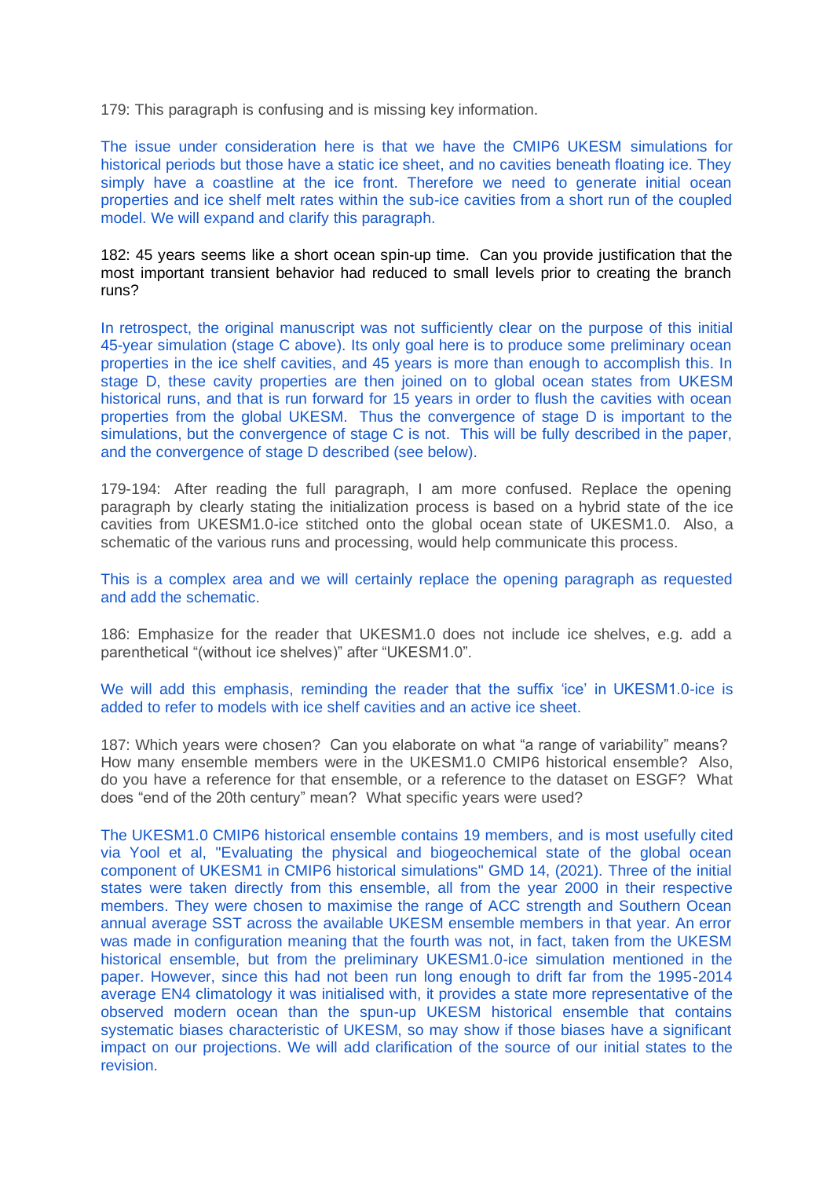179: This paragraph is confusing and is missing key information.

The issue under consideration here is that we have the CMIP6 UKESM simulations for historical periods but those have a static ice sheet, and no cavities beneath floating ice. They simply have a coastline at the ice front. Therefore we need to generate initial ocean properties and ice shelf melt rates within the sub-ice cavities from a short run of the coupled model. We will expand and clarify this paragraph.

182: 45 years seems like a short ocean spin-up time. Can you provide justification that the most important transient behavior had reduced to small levels prior to creating the branch runs?

In retrospect, the original manuscript was not sufficiently clear on the purpose of this initial 45-year simulation (stage C above). Its only goal here is to produce some preliminary ocean properties in the ice shelf cavities, and 45 years is more than enough to accomplish this. In stage D, these cavity properties are then joined on to global ocean states from UKESM historical runs, and that is run forward for 15 years in order to flush the cavities with ocean properties from the global UKESM. Thus the convergence of stage D is important to the simulations, but the convergence of stage C is not. This will be fully described in the paper, and the convergence of stage D described (see below).

179-194: After reading the full paragraph, I am more confused. Replace the opening paragraph by clearly stating the initialization process is based on a hybrid state of the ice cavities from UKESM1.0-ice stitched onto the global ocean state of UKESM1.0. Also, a schematic of the various runs and processing, would help communicate this process.

This is a complex area and we will certainly replace the opening paragraph as requested and add the schematic.

186: Emphasize for the reader that UKESM1.0 does not include ice shelves, e.g. add a parenthetical "(without ice shelves)" after "UKESM1.0".

We will add this emphasis, reminding the reader that the suffix 'ice' in UKESM1.0-ice is added to refer to models with ice shelf cavities and an active ice sheet.

187: Which years were chosen? Can you elaborate on what "a range of variability" means? How many ensemble members were in the UKESM1.0 CMIP6 historical ensemble? Also, do you have a reference for that ensemble, or a reference to the dataset on ESGF? What does "end of the 20th century" mean? What specific years were used?

The UKESM1.0 CMIP6 historical ensemble contains 19 members, and is most usefully cited via Yool et al, "Evaluating the physical and biogeochemical state of the global ocean component of UKESM1 in CMIP6 historical simulations" GMD 14, (2021). Three of the initial states were taken directly from this ensemble, all from the year 2000 in their respective members. They were chosen to maximise the range of ACC strength and Southern Ocean annual average SST across the available UKESM ensemble members in that year. An error was made in configuration meaning that the fourth was not, in fact, taken from the UKESM historical ensemble, but from the preliminary UKESM1.0-ice simulation mentioned in the paper. However, since this had not been run long enough to drift far from the 1995-2014 average EN4 climatology it was initialised with, it provides a state more representative of the observed modern ocean than the spun-up UKESM historical ensemble that contains systematic biases characteristic of UKESM, so may show if those biases have a significant impact on our projections. We will add clarification of the source of our initial states to the revision.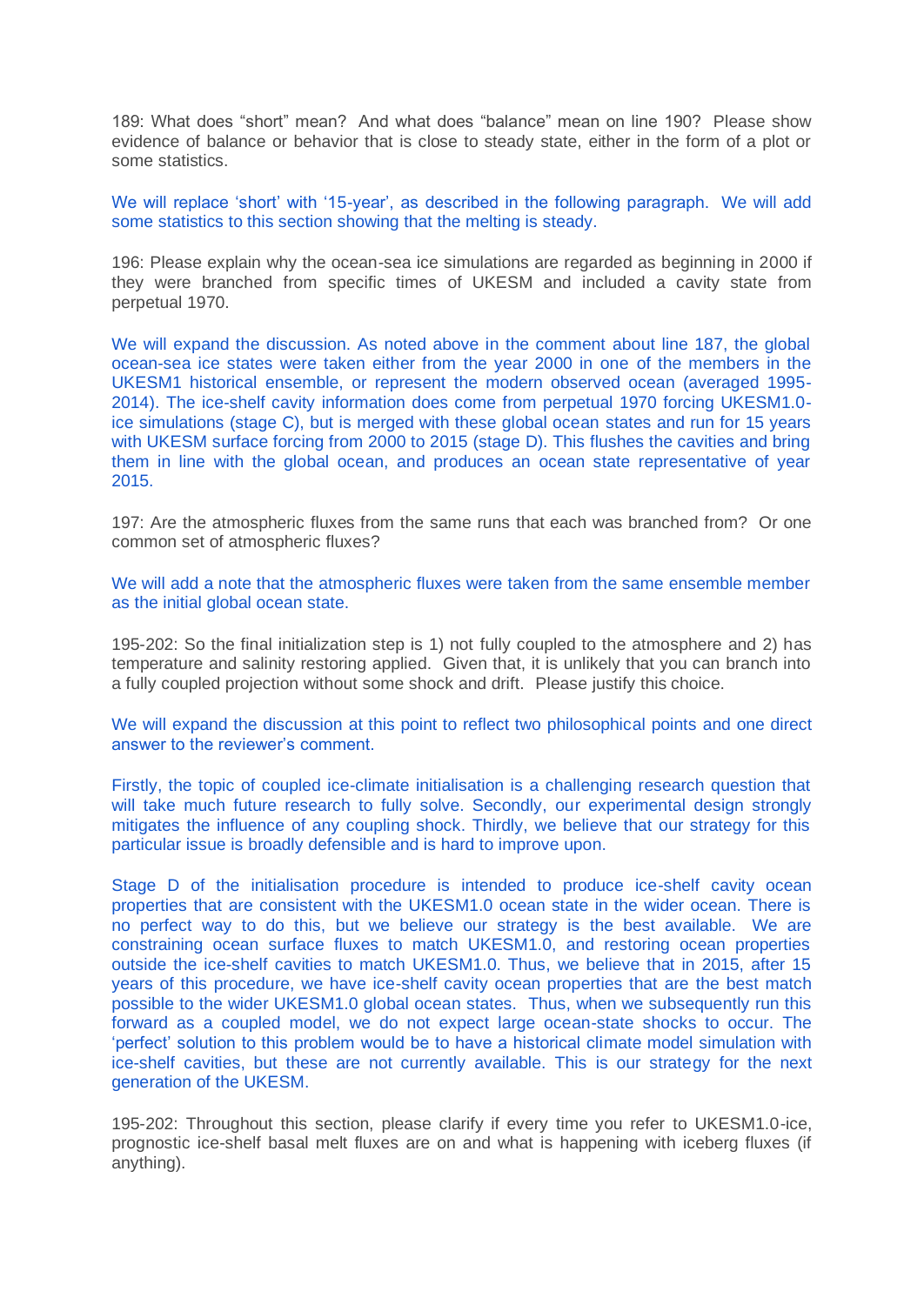189: What does “short” mean? And what does “balance” mean on line 190? Please show evidence of balance or behavior that is close to steady state, either in the form of a plot or some statistics.

We will replace ‘short’ with ‘15-year’, as described in the following paragraph. We will add some statistics to this section showing that the melting is steady.

196: Please explain why the ocean-sea ice simulations are regarded as beginning in 2000 if they were branched from specific times of UKESM and included a cavity state from perpetual 1970.

We will expand the discussion. As noted above in the comment about line 187, the global ocean-sea ice states were taken either from the year 2000 in one of the members in the UKESM1 historical ensemble, or represent the modern observed ocean (averaged 1995-2014). The ice-shelf cavity information does come from perpetual 1970 forcing UKESM1.0-ice simulations (stage C), but is merged with these global ocean states and run for 15 years with UKESM surface forcing from 2000 to 2015 (stage D). This flushes the cavities and bring them in line with the global ocean, and produces an ocean state representative of year 2015.

197: Are the atmospheric fluxes from the same runs that each was branched from? Or one common set of atmospheric fluxes?

We will add a note that the atmospheric fluxes were taken from the same ensemble member as the initial global ocean state.

195-202: So the final initialization step is 1) not fully coupled to the atmosphere and 2) has temperature and salinity restoring applied. Given that, it is unlikely that you can branch into a fully coupled projection without some shock and drift. Please justify this choice.

We will expand the discussion at this point to reflect two philosophical points and one direct answer to the reviewer’s comment.

Firstly, the topic of coupled ice-climate initialisation is a challenging research question that will take much future research to fully solve. Secondly, our experimental design strongly mitigates the influence of any coupling shock. Thirdly, we believe that our strategy for this particular issue is broadly defensible and is hard to improve upon.

Stage D of the initialisation procedure is intended to produce ice-shelf cavity ocean properties that are consistent with the UKESM1.0 ocean state in the wider ocean. There is no perfect way to do this, but we believe our strategy is the best available. We are constraining ocean surface fluxes to match UKESM1.0, and restoring ocean properties outside the ice-shelf cavities to match UKESM1.0. Thus, we believe that in 2015, after 15 years of this procedure, we have ice-shelf cavity ocean properties that are the best match possible to the wider UKESM1.0 global ocean states. Thus, when we subsequently run this forward as a coupled model, we do not expect large ocean-state shocks to occur. The ‘perfect’ solution to this problem would be to have a historical climate model simulation with ice-shelf cavities, but these are not currently available. This is our strategy for the next generation of the UKESM.

195-202: Throughout this section, please clarify if every time you refer to UKESM1.0-ice, prognostic ice-shelf basal melt fluxes are on and what is happening with iceberg fluxes (if anything).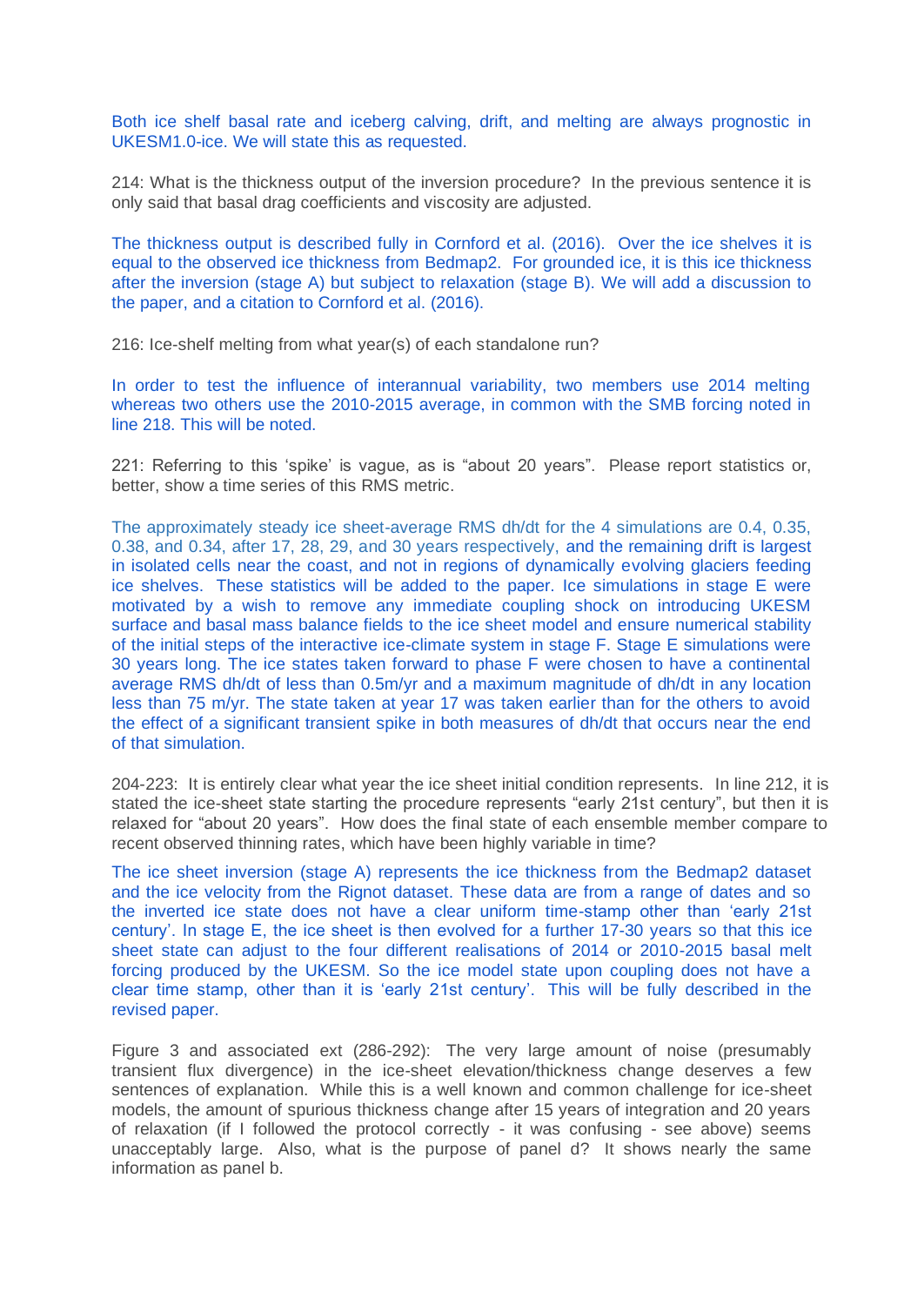Both ice shelf basal rate and iceberg calving, drift, and melting are always prognostic in UKESM1.0-ice. We will state this as requested.

214: What is the thickness output of the inversion procedure? In the previous sentence it is only said that basal drag coefficients and viscosity are adjusted.

The thickness output is described fully in Cornford et al. (2016). Over the ice shelves it is equal to the observed ice thickness from Bedmap2. For grounded ice, it is this ice thickness after the inversion (stage A) but subject to relaxation (stage B). We will add a discussion to the paper, and a citation to Cornford et al. (2016).

216: Ice-shelf melting from what year(s) of each standalone run?

In order to test the influence of interannual variability, two members use 2014 melting whereas two others use the 2010-2015 average, in common with the SMB forcing noted in line 218. This will be noted.

221: Referring to this 'spike' is vague, as is "about 20 years". Please report statistics or, better, show a time series of this RMS metric.

The approximately steady ice sheet-average RMS dh/dt for the 4 simulations are 0.4, 0.35, 0.38, and 0.34, after 17, 28, 29, and 30 years respectively, and the remaining drift is largest in isolated cells near the coast, and not in regions of dynamically evolving glaciers feeding ice shelves. These statistics will be added to the paper. Ice simulations in stage E were motivated by a wish to remove any immediate coupling shock on introducing UKESM surface and basal mass balance fields to the ice sheet model and ensure numerical stability of the initial steps of the interactive ice-climate system in stage F. Stage E simulations were 30 years long. The ice states taken forward to phase F were chosen to have a continental average RMS dh/dt of less than 0.5m/yr and a maximum magnitude of dh/dt in any location less than 75 m/yr. The state taken at year 17 was taken earlier than for the others to avoid the effect of a significant transient spike in both measures of dh/dt that occurs near the end of that simulation.

204-223: It is entirely clear what year the ice sheet initial condition represents. In line 212, it is stated the ice-sheet state starting the procedure represents "early 21st century", but then it is relaxed for "about 20 years". How does the final state of each ensemble member compare to recent observed thinning rates, which have been highly variable in time?

The ice sheet inversion (stage A) represents the ice thickness from the Bedmap2 dataset and the ice velocity from the Rignot dataset. These data are from a range of dates and so the inverted ice state does not have a clear uniform time-stamp other than 'early 21st century'. In stage E, the ice sheet is then evolved for a further 17-30 years so that this ice sheet state can adjust to the four different realisations of 2014 or 2010-2015 basal melt forcing produced by the UKESM. So the ice model state upon coupling does not have a clear time stamp, other than it is 'early 21st century'. This will be fully described in the revised paper.

Figure 3 and associated ext (286-292): The very large amount of noise (presumably transient flux divergence) in the ice-sheet elevation/thickness change deserves a few sentences of explanation. While this is a well known and common challenge for ice-sheet models, the amount of spurious thickness change after 15 years of integration and 20 years of relaxation (if I followed the protocol correctly - it was confusing - see above) seems unacceptably large. Also, what is the purpose of panel d? It shows nearly the same information as panel b.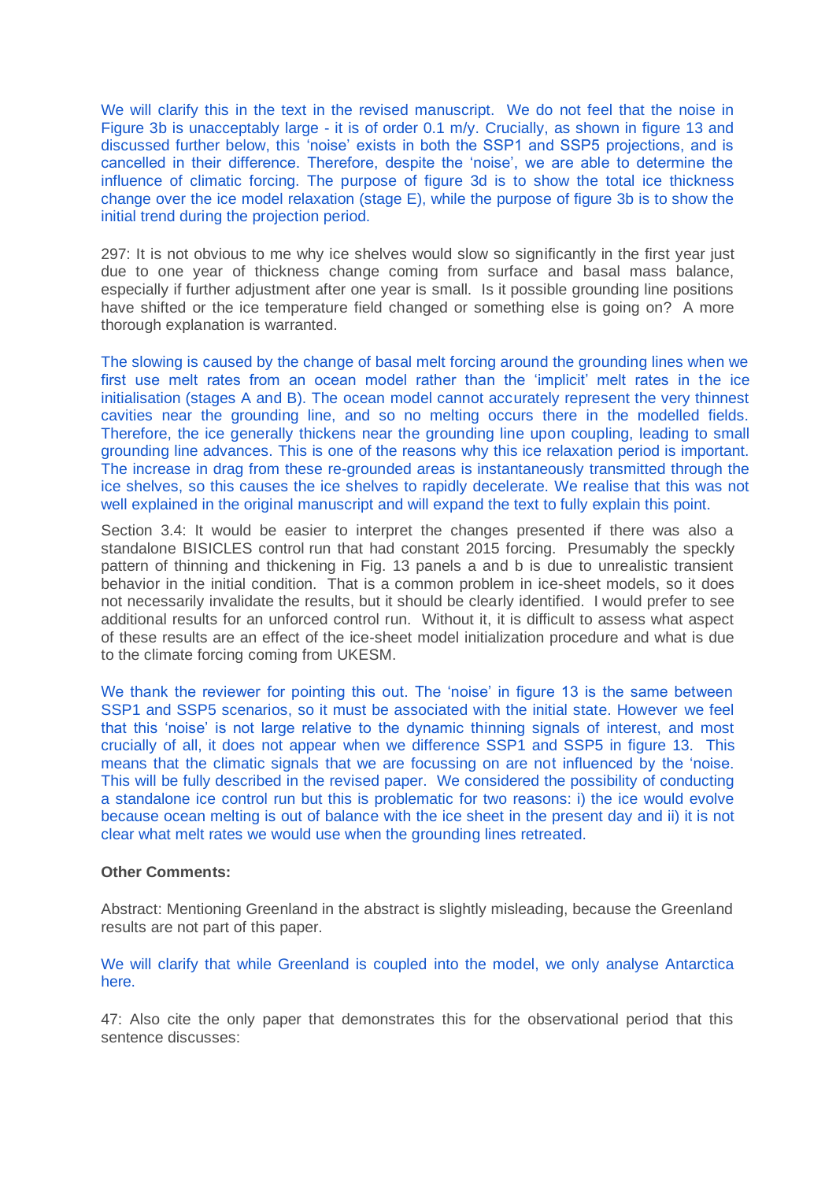We will clarify this in the text in the revised manuscript. We do not feel that the noise in Figure 3b is unacceptably large - it is of order 0.1 m/y. Crucially, as shown in figure 13 and discussed further below, this 'noise' exists in both the SSP1 and SSP5 projections, and is cancelled in their difference. Therefore, despite the 'noise', we are able to determine the influence of climatic forcing. The purpose of figure 3d is to show the total ice thickness change over the ice model relaxation (stage E), while the purpose of figure 3b is to show the initial trend during the projection period.

297: It is not obvious to me why ice shelves would slow so significantly in the first year just due to one year of thickness change coming from surface and basal mass balance, especially if further adjustment after one year is small. Is it possible grounding line positions have shifted or the ice temperature field changed or something else is going on? A more thorough explanation is warranted.

The slowing is caused by the change of basal melt forcing around the grounding lines when we first use melt rates from an ocean model rather than the 'implicit' melt rates in the ice initialisation (stages A and B). The ocean model cannot accurately represent the very thinnest cavities near the grounding line, and so no melting occurs there in the modelled fields. Therefore, the ice generally thickens near the grounding line upon coupling, leading to small grounding line advances. This is one of the reasons why this ice relaxation period is important. The increase in drag from these re-grounded areas is instantaneously transmitted through the ice shelves, so this causes the ice shelves to rapidly decelerate. We realise that this was not well explained in the original manuscript and will expand the text to fully explain this point.

Section 3.4: It would be easier to interpret the changes presented if there was also a standalone BISICLES control run that had constant 2015 forcing. Presumably the speckly pattern of thinning and thickening in Fig. 13 panels a and b is due to unrealistic transient behavior in the initial condition. That is a common problem in ice-sheet models, so it does not necessarily invalidate the results, but it should be clearly identified. I would prefer to see additional results for an unforced control run. Without it, it is difficult to assess what aspect of these results are an effect of the ice-sheet model initialization procedure and what is due to the climate forcing coming from UKESM.

We thank the reviewer for pointing this out. The 'noise' in figure 13 is the same between SSP1 and SSP5 scenarios, so it must be associated with the initial state. However we feel that this 'noise' is not large relative to the dynamic thinning signals of interest, and most crucially of all, it does not appear when we difference SSP1 and SSP5 in figure 13. This means that the climatic signals that we are focussing on are not influenced by the 'noise. This will be fully described in the revised paper. We considered the possibility of conducting a standalone ice control run but this is problematic for two reasons: i) the ice would evolve because ocean melting is out of balance with the ice sheet in the present day and ii) it is not clear what melt rates we would use when the grounding lines retreated.

**Other Comments:**

Abstract: Mentioning Greenland in the abstract is slightly misleading, because the Greenland results are not part of this paper.

We will clarify that while Greenland is coupled into the model, we only analyse Antarctica here.

47: Also cite the only paper that demonstrates this for the observational period that this sentence discusses: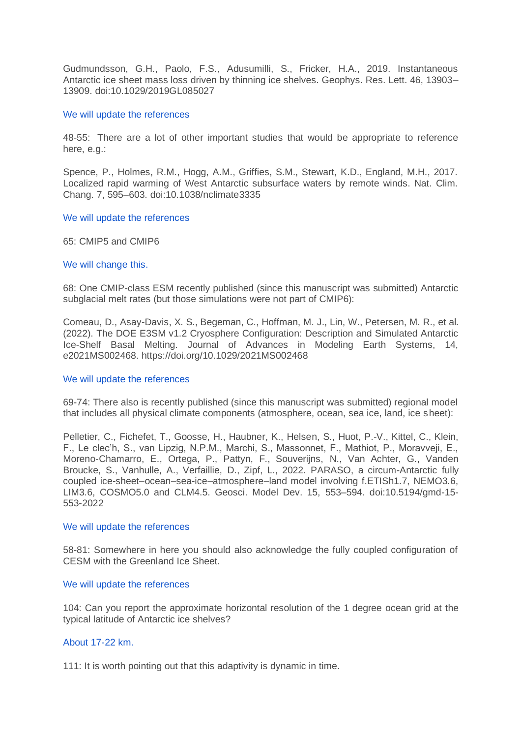Gudmundsson, G.H., Paolo, F.S., Adusumilli, S., Fricker, H.A., 2019. Instantaneous Antarctic ice sheet mass loss driven by thinning ice shelves. Geophys. Res. Lett. 46, 13903–13909. doi:10.1029/2019GL085027

We will update the references

48-55: There are a lot of other important studies that would be appropriate to reference here, e.g.:

Spence, P., Holmes, R.M., Hogg, A.M., Griffies, S.M., Stewart, K.D., England, M.H., 2017. Localized rapid warming of West Antarctic subsurface waters by remote winds. Nat. Clim. Chang. 7, 595–603. doi:10.1038/nclimate3335

We will update the references

65: CMIP5 and CMIP6

We will change this.

68: One CMIP-class ESM recently published (since this manuscript was submitted) Antarctic subglacial melt rates (but those simulations were not part of CMIP6):

Comeau, D., Asay-Davis, X. S., Begeman, C., Hoffman, M. J., Lin, W., Petersen, M. R., et al. (2022). The DOE E3SM v1.2 Cryosphere Configuration: Description and Simulated Antarctic Ice-Shelf Basal Melting. Journal of Advances in Modeling Earth Systems, 14, e2021MS002468. https://doi.org/10.1029/2021MS002468

We will update the references

69-74: There also is recently published (since this manuscript was submitted) regional model that includes all physical climate components (atmosphere, ocean, sea ice, land, ice sheet):

Pelletier, C., Fichefet, T., Goosse, H., Haubner, K., Helsen, S., Huot, P.-V., Kittel, C., Klein, F., Le clec'h, S., van Lipzig, N.P.M., Marchi, S., Massonnet, F., Mathiot, P., Moravveji, E., Moreno-Chamarro, E., Ortega, P., Pattyn, F., Souverijns, N., Van Achter, G., Vanden Broucke, S., Vanhulle, A., Verfaillie, D., Zipf, L., 2022. PARASO, a circum-Antarctic fully coupled ice-sheet–ocean–sea-ice–atmosphere–land model involving f.ETISh1.7, NEMO3.6, LIM3.6, COSMO5.0 and CLM4.5. Geosci. Model Dev. 15, 553–594. doi:10.5194/gmd-15-553-2022

We will update the references

58-81: Somewhere in here you should also acknowledge the fully coupled configuration of CESM with the Greenland Ice Sheet.

We will update the references

104: Can you report the approximate horizontal resolution of the 1 degree ocean grid at the typical latitude of Antarctic ice shelves?

About 17-22 km.

111: It is worth pointing out that this adaptivity is dynamic in time.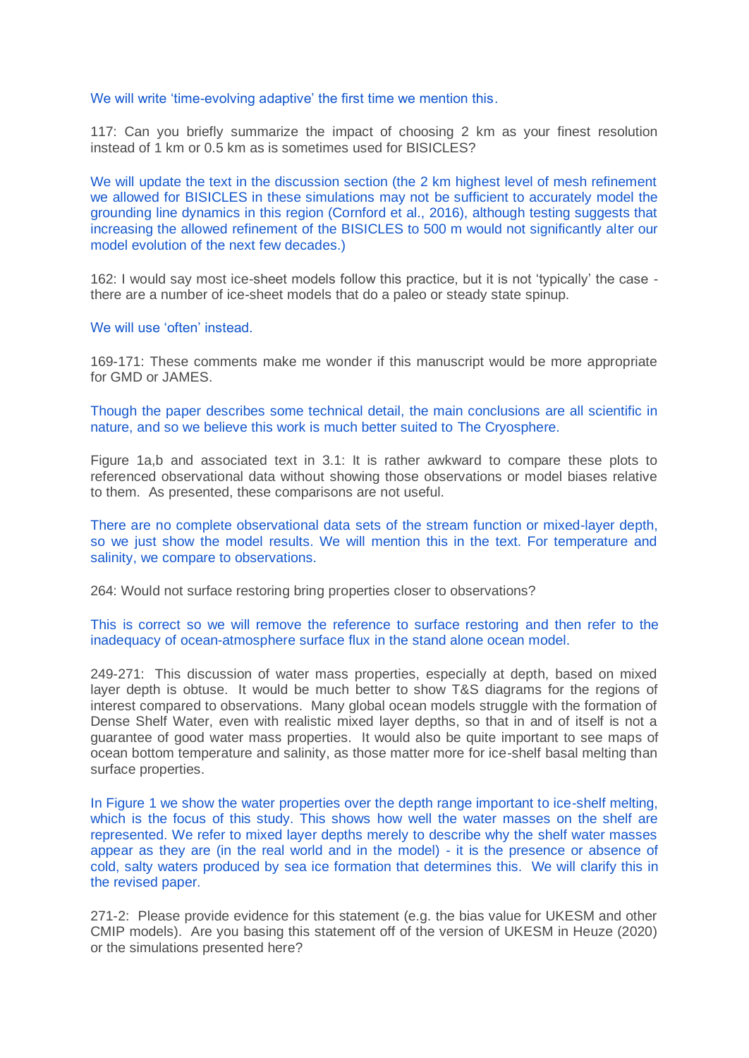We will write 'time-evolving adaptive' the first time we mention this.

117: Can you briefly summarize the impact of choosing 2 km as your finest resolution instead of 1 km or 0.5 km as is sometimes used for BISICLES?

We will update the text in the discussion section (the 2 km highest level of mesh refinement we allowed for BISICLES in these simulations may not be sufficient to accurately model the grounding line dynamics in this region (Cornford et al., 2016), although testing suggests that increasing the allowed refinement of the BISICLES to 500 m would not significantly alter our model evolution of the next few decades.)

162: I would say most ice-sheet models follow this practice, but it is not 'typically' the case - there are a number of ice-sheet models that do a paleo or steady state spinup.

We will use 'often' instead.

169-171: These comments make me wonder if this manuscript would be more appropriate for GMD or JAMES.

Though the paper describes some technical detail, the main conclusions are all scientific in nature, and so we believe this work is much better suited to The Cryosphere.

Figure 1a,b and associated text in 3.1: It is rather awkward to compare these plots to referenced observational data without showing those observations or model biases relative to them. As presented, these comparisons are not useful.

There are no complete observational data sets of the stream function or mixed-layer depth, so we just show the model results. We will mention this in the text. For temperature and salinity, we compare to observations.

264: Would not surface restoring bring properties closer to observations?

This is correct so we will remove the reference to surface restoring and then refer to the inadequacy of ocean-atmosphere surface flux in the stand alone ocean model.

249-271: This discussion of water mass properties, especially at depth, based on mixed layer depth is obtuse. It would be much better to show T&S diagrams for the regions of interest compared to observations. Many global ocean models struggle with the formation of Dense Shelf Water, even with realistic mixed layer depths, so that in and of itself is not a guarantee of good water mass properties. It would also be quite important to see maps of ocean bottom temperature and salinity, as those matter more for ice-shelf basal melting than surface properties.

In Figure 1 we show the water properties over the depth range important to ice-shelf melting, which is the focus of this study. This shows how well the water masses on the shelf are represented. We refer to mixed layer depths merely to describe why the shelf water masses appear as they are (in the real world and in the model) - it is the presence or absence of cold, salty waters produced by sea ice formation that determines this. We will clarify this in the revised paper.

271-2: Please provide evidence for this statement (e.g. the bias value for UKESM and other CMIP models). Are you basing this statement off of the version of UKESM in Heuze (2020) or the simulations presented here?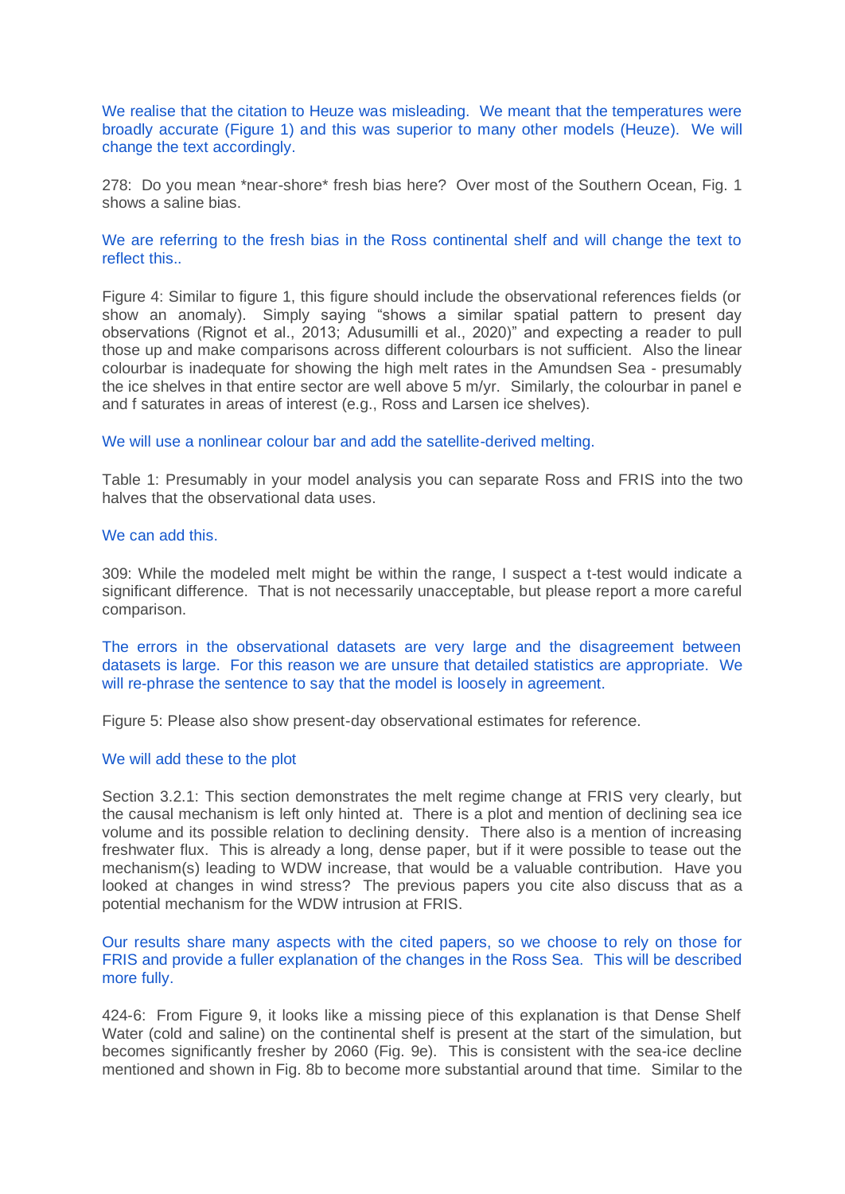We realise that the citation to Heuze was misleading. We meant that the temperatures were broadly accurate (Figure 1) and this was superior to many other models (Heuze). We will change the text accordingly.

278: Do you mean *near-shore* fresh bias here? Over most of the Southern Ocean, Fig. 1 shows a saline bias.

We are referring to the fresh bias in the Ross continental shelf and will change the text to reflect this..

Figure 4: Similar to figure 1, this figure should include the observational references fields (or show an anomaly). Simply saying "shows a similar spatial pattern to present day observations (Rignot et al., 2013; Adusumilli et al., 2020)" and expecting a reader to pull those up and make comparisons across different colourbars is not sufficient. Also the linear colourbar is inadequate for showing the high melt rates in the Amundsen Sea - presumably the ice shelves in that entire sector are well above 5 m/yr. Similarly, the colourbar in panel e and f saturates in areas of interest (e.g., Ross and Larsen ice shelves).

We will use a nonlinear colour bar and add the satellite-derived melting.

Table 1: Presumably in your model analysis you can separate Ross and FRIS into the two halves that the observational data uses.

We can add this.

309: While the modeled melt might be within the range, I suspect a t-test would indicate a significant difference. That is not necessarily unacceptable, but please report a more careful comparison.

The errors in the observational datasets are very large and the disagreement between datasets is large. For this reason we are unsure that detailed statistics are appropriate. We will re-phrase the sentence to say that the model is loosely in agreement.

Figure 5: Please also show present-day observational estimates for reference.

We will add these to the plot

Section 3.2.1: This section demonstrates the melt regime change at FRIS very clearly, but the causal mechanism is left only hinted at. There is a plot and mention of declining sea ice volume and its possible relation to declining density. There also is a mention of increasing freshwater flux. This is already a long, dense paper, but if it were possible to tease out the mechanism(s) leading to WDW increase, that would be a valuable contribution. Have you looked at changes in wind stress? The previous papers you cite also discuss that as a potential mechanism for the WDW intrusion at FRIS.

Our results share many aspects with the cited papers, so we choose to rely on those for FRIS and provide a fuller explanation of the changes in the Ross Sea. This will be described more fully.

424-6: From Figure 9, it looks like a missing piece of this explanation is that Dense Shelf Water (cold and saline) on the continental shelf is present at the start of the simulation, but becomes significantly fresher by 2060 (Fig. 9e). This is consistent with the sea-ice decline mentioned and shown in Fig. 8b to become more substantial around that time. Similar to the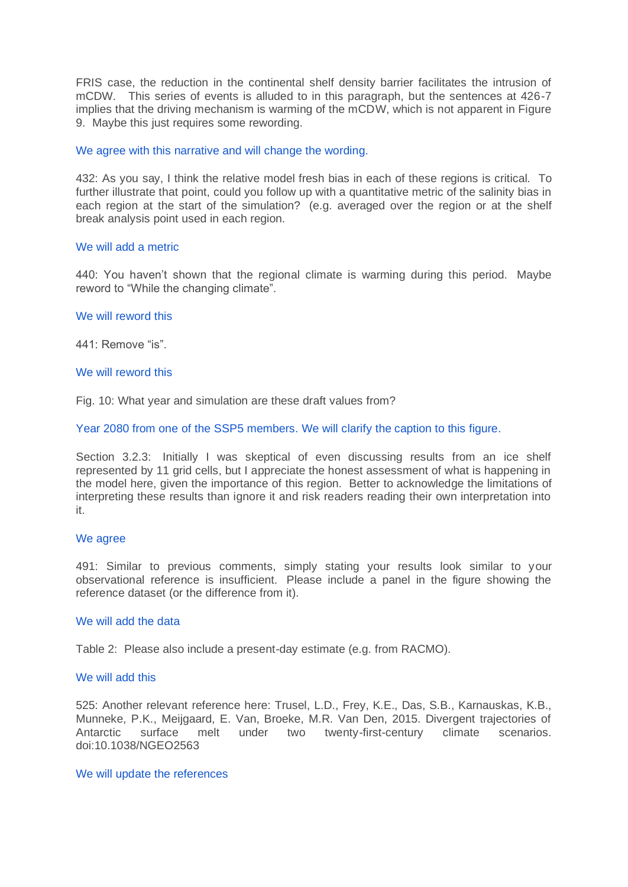FRIS case, the reduction in the continental shelf density barrier facilitates the intrusion of mCDW. This series of events is alluded to in this paragraph, but the sentences at 426-7 implies that the driving mechanism is warming of the mCDW, which is not apparent in Figure 9. Maybe this just requires some rewording.

We agree with this narrative and will change the wording.

432: As you say, I think the relative model fresh bias in each of these regions is critical. To further illustrate that point, could you follow up with a quantitative metric of the salinity bias in each region at the start of the simulation? (e.g. averaged over the region or at the shelf break analysis point used in each region.

We will add a metric

440: You haven't shown that the regional climate is warming during this period. Maybe reword to "While the changing climate".

We will reword this

441: Remove "is".

We will reword this

Fig. 10: What year and simulation are these draft values from?

Year 2080 from one of the SSP5 members. We will clarify the caption to this figure.

Section 3.2.3: Initially I was skeptical of even discussing results from an ice shelf represented by 11 grid cells, but I appreciate the honest assessment of what is happening in the model here, given the importance of this region. Better to acknowledge the limitations of interpreting these results than ignore it and risk readers reading their own interpretation into it.

We agree

491: Similar to previous comments, simply stating your results look similar to your observational reference is insufficient. Please include a panel in the figure showing the reference dataset (or the difference from it).

We will add the data

Table 2: Please also include a present-day estimate (e.g. from RACMO).

We will add this

525: Another relevant reference here: Trusel, L.D., Frey, K.E., Das, S.B., Karnauskas, K.B., Munneke, P.K., Meijgaard, E. Van, Broeke, M.R. Van Den, 2015. Divergent trajectories of Antarctic surface melt under two twenty-first-century climate scenarios. doi:10.1038/NGEO2563

We will update the references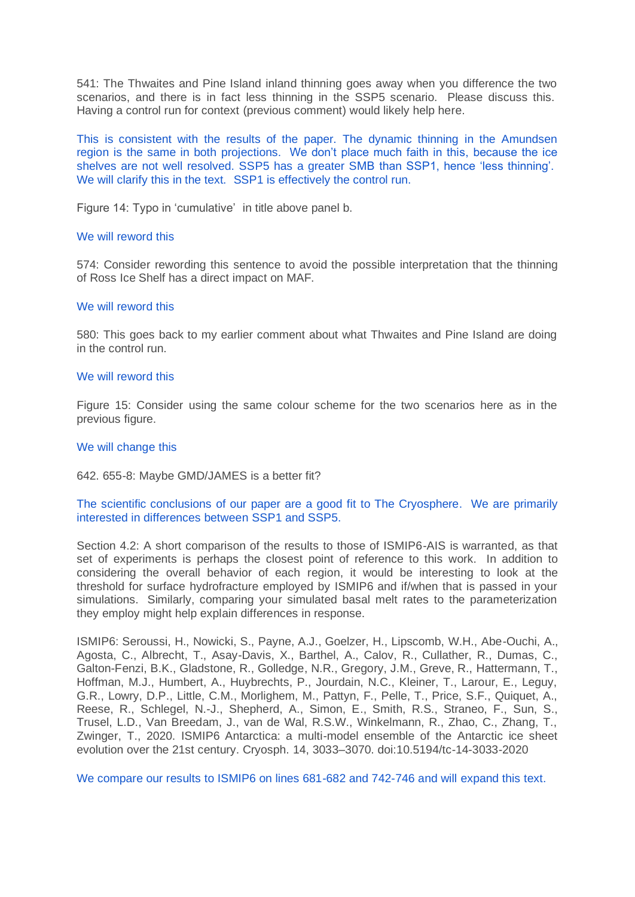541: The Thwaites and Pine Island inland thinning goes away when you difference the two scenarios, and there is in fact less thinning in the SSP5 scenario. Please discuss this. Having a control run for context (previous comment) would likely help here.

This is consistent with the results of the paper. The dynamic thinning in the Amundsen region is the same in both projections. We don't place much faith in this, because the ice shelves are not well resolved. SSP5 has a greater SMB than SSP1, hence 'less thinning'. We will clarify this in the text. SSP1 is effectively the control run.

Figure 14: Typo in 'cumulative' in title above panel b.

We will reword this

574: Consider rewording this sentence to avoid the possible interpretation that the thinning of Ross Ice Shelf has a direct impact on MAF.

We will reword this

580: This goes back to my earlier comment about what Thwaites and Pine Island are doing in the control run.

We will reword this

Figure 15: Consider using the same colour scheme for the two scenarios here as in the previous figure.

We will change this

642. 655-8: Maybe GMD/JAMES is a better fit?

The scientific conclusions of our paper are a good fit to The Cryosphere. We are primarily interested in differences between SSP1 and SSP5.

Section 4.2: A short comparison of the results to those of ISMIP6-AIS is warranted, as that set of experiments is perhaps the closest point of reference to this work. In addition to considering the overall behavior of each region, it would be interesting to look at the threshold for surface hydrofracture employed by ISMIP6 and if/when that is passed in your simulations. Similarly, comparing your simulated basal melt rates to the parameterization they employ might help explain differences in response.

ISMIP6: Seroussi, H., Nowicki, S., Payne, A.J., Goelzer, H., Lipscomb, W.H., Abe-Ouchi, A., Agosta, C., Albrecht, T., Asay-Davis, X., Barthel, A., Calov, R., Cullather, R., Dumas, C., Galton-Fenzi, B.K., Gladstone, R., Golledge, N.R., Gregory, J.M., Greve, R., Hattermann, T., Hoffman, M.J., Humbert, A., Huybrechts, P., Jourdain, N.C., Kleiner, T., Larour, E., Leguy, G.R., Lowry, D.P., Little, C.M., Morlighem, M., Pattyn, F., Pelle, T., Price, S.F., Quiquet, A., Reese, R., Schlegel, N.-J., Shepherd, A., Simon, E., Smith, R.S., Straneo, F., Sun, S., Trusel, L.D., Van Breedam, J., van de Wal, R.S.W., Winkelmann, R., Zhao, C., Zhang, T., Zwinger, T., 2020. ISMIP6 Antarctica: a multi-model ensemble of the Antarctic ice sheet evolution over the 21st century. Cryosph. 14, 3033–3070. doi:10.5194/tc-14-3033-2020

We compare our results to ISMIP6 on lines 681-682 and 742-746 and will expand this text.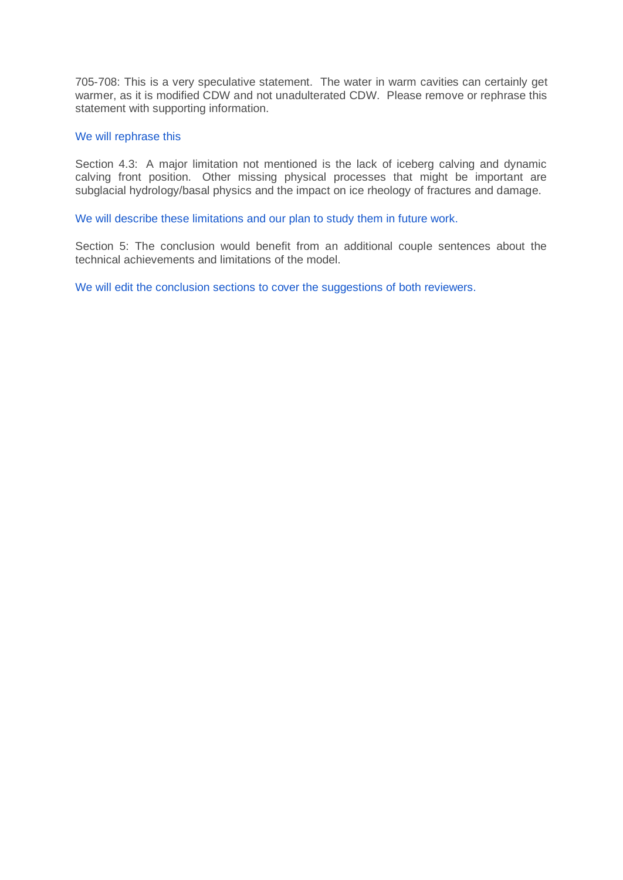705-708: This is a very speculative statement. The water in warm cavities can certainly get warmer, as it is modified CDW and not unadulterated CDW. Please remove or rephrase this statement with supporting information.

We will rephrase this

Section 4.3: A major limitation not mentioned is the lack of iceberg calving and dynamic calving front position. Other missing physical processes that might be important are subglacial hydrology/basal physics and the impact on ice rheology of fractures and damage.

We will describe these limitations and our plan to study them in future work.

Section 5: The conclusion would benefit from an additional couple sentences about the technical achievements and limitations of the model.

We will edit the conclusion sections to cover the suggestions of both reviewers.